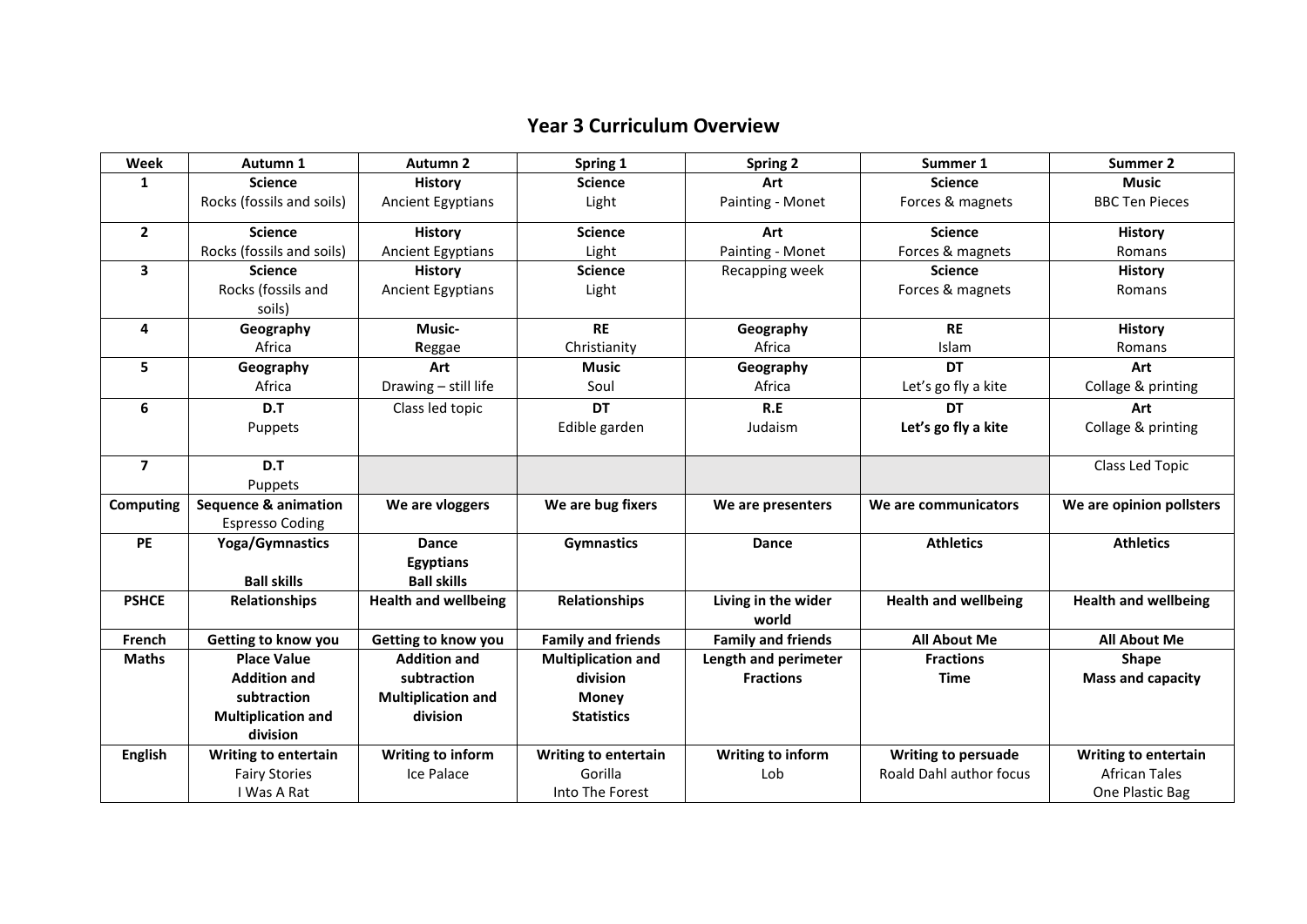# Year 3 Curriculum Overview

| Week | Autumn 1 | Autumn 2 | Spring 1 | Spring 2 | Summer 1 | Summer 2 |
|---|---|---|---|---|---|---|
| 1 | **Science**<br>Rocks (fossils and soils) | **History**<br>Ancient Egyptians | **Science**<br>Light | **Art**<br>Painting - Monet | **Science**<br>Forces & magnets | **Music**<br>BBC Ten Pieces |
| 2 | **Science**<br>Rocks (fossils and soils) | **History**<br>Ancient Egyptians | **Science**<br>Light | **Art**<br>Painting - Monet | **Science**<br>Forces & magnets | **History**<br>Romans |
| 3 | **Science**<br>Rocks (fossils and soils) | **History**<br>Ancient Egyptians | **Science**<br>Light | Recapping week | **Science**<br>Forces & magnets | **History**<br>Romans |
| 4 | **Geography**<br>Africa | **Music-**<br>**R**eggae | **RE**<br>Christianity | **Geography**<br>Africa | **RE**<br>Islam | **History**<br>Romans |
| 5 | **Geography**<br>Africa | **Art**<br>Drawing – still life | **Music**<br>Soul | **Geography**<br>Africa | **DT**<br>Let's go fly a kite | **Art**<br>Collage & printing |
| 6 | **D.T**<br>Puppets | Class led topic | **DT**<br>Edible garden | **R.E**<br>Judaism | **DT**<br>**Let's go fly a kite** | **Art**<br>Collage & printing |
| 7 | **D.T**<br>Puppets | | | | | Class Led Topic |
| **Computing** | **Sequence & animation**<br>Espresso Coding | **We are vloggers** | **We are bug fixers** | **We are presenters** | **We are communicators** | **We are opinion pollsters** |
| **PE** | **Yoga/Gymnastics**<br><br>**Ball skills** | **Dance**<br>**Egyptians**<br>**Ball skills** | **Gymnastics** | **Dance** | **Athletics** | **Athletics** |
| **PSHCE** | **Relationships** | **Health and wellbeing** | **Relationships** | **Living in the wider world** | **Health and wellbeing** | **Health and wellbeing** |
| **French** | **Getting to know you** | **Getting to know you** | **Family and friends** | **Family and friends** | **All About Me** | **All About Me** |
| **Maths** | **Place Value**<br>**Addition and subtraction**<br>**Multiplication and division** | **Addition and subtraction**<br>**Multiplication and division** | **Multiplication and division**<br>**Money**<br>**Statistics** | **Length and perimeter**<br>**Fractions** | **Fractions**<br>**Time** | **Shape**<br>**Mass and capacity** |
| **English** | **Writing to entertain**<br>Fairy Stories<br>I Was A Rat | **Writing to inform**<br>Ice Palace | **Writing to entertain**<br>Gorilla<br>Into The Forest | **Writing to inform**<br>Lob | **Writing to persuade**<br>Roald Dahl author focus | **Writing to entertain**<br>African Tales<br>One Plastic Bag |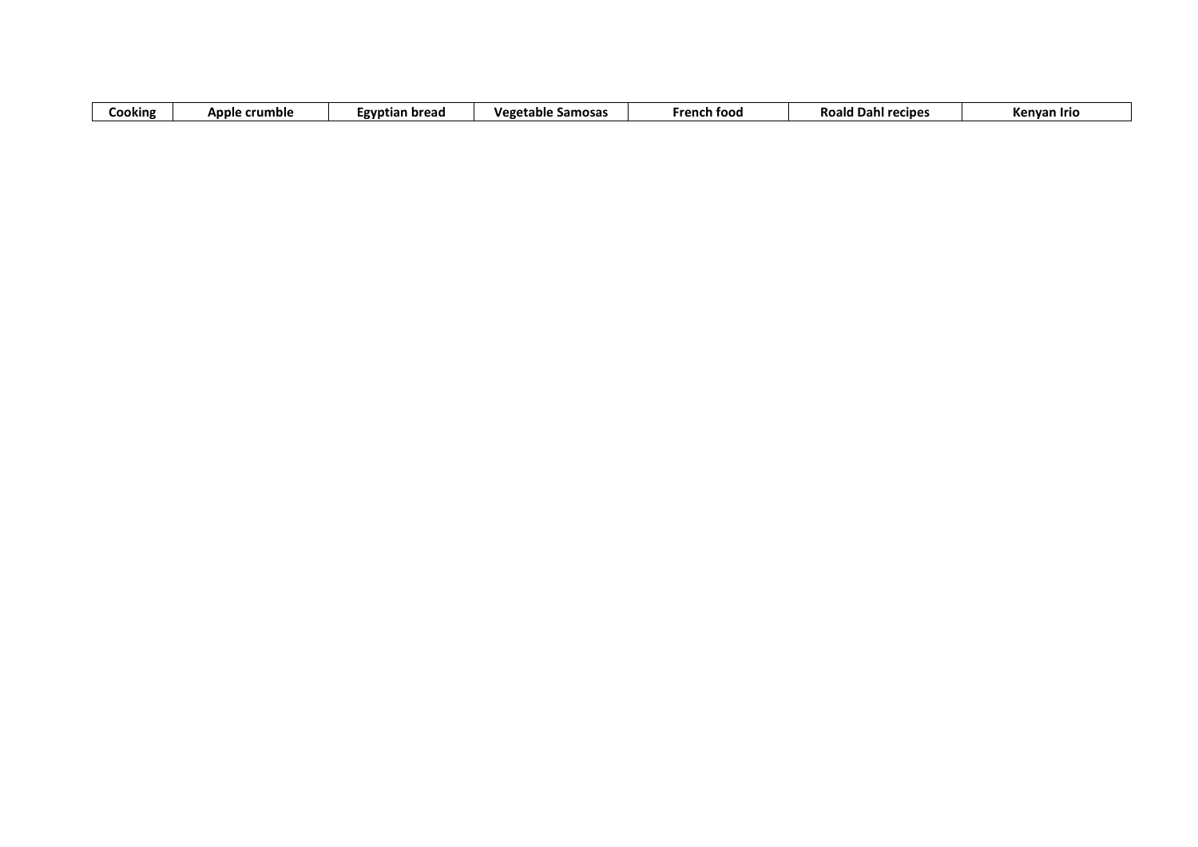| | | | | | | |
|---|---|---|---|---|---|---|
| **Cooking** | **Apple crumble** | **Egyptian bread** | **Vegetable Samosas** | **French food** | **Roald Dahl recipes** | **Kenyan Irio** |